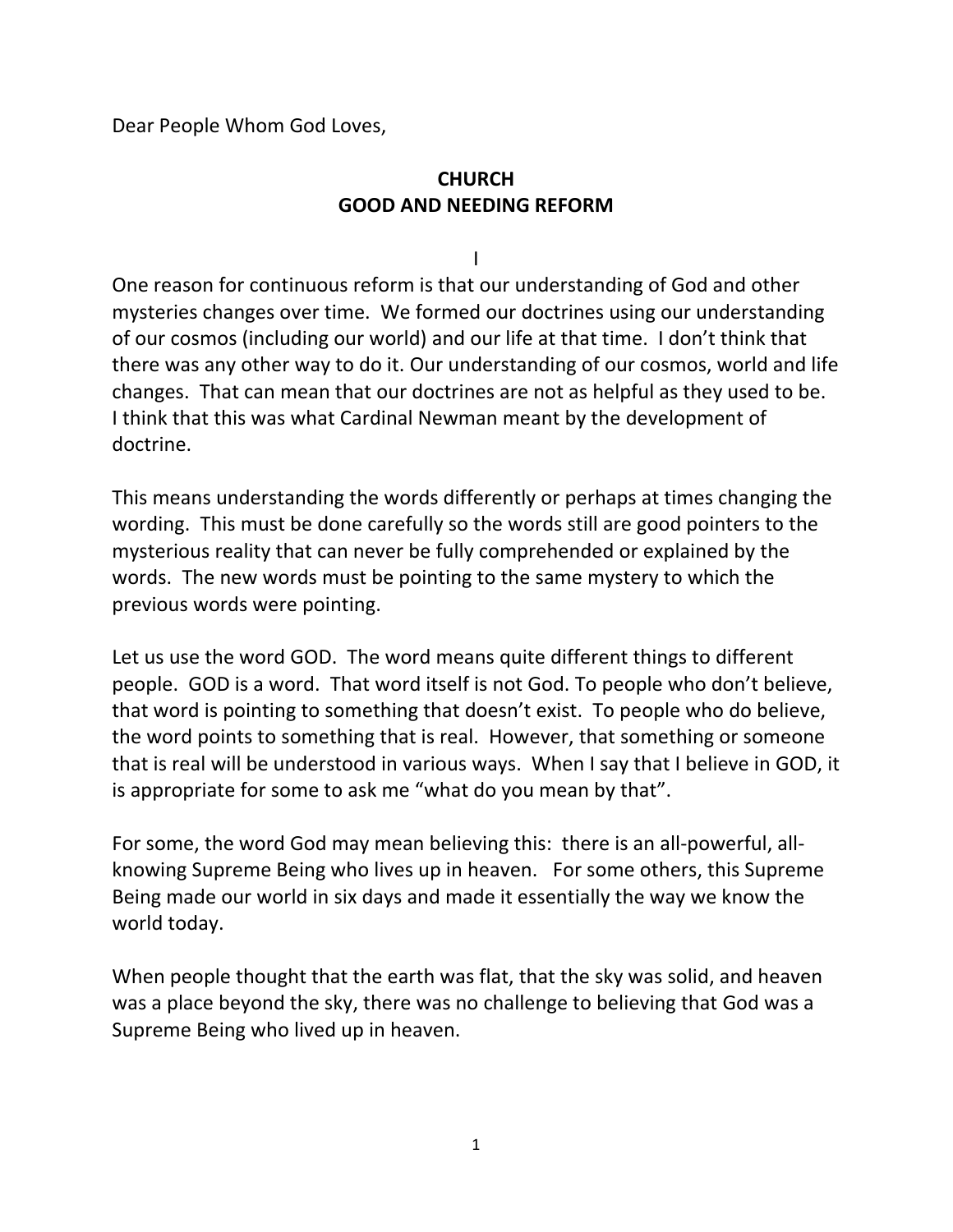Dear People Whom God Loves,

## CHURCH
## GOOD AND NEEDING REFORM

I

One reason for continuous reform is that our understanding of God and other mysteries changes over time. We formed our doctrines using our understanding of our cosmos (including our world) and our life at that time. I don't think that there was any other way to do it. Our understanding of our cosmos, world and life changes. That can mean that our doctrines are not as helpful as they used to be. I think that this was what Cardinal Newman meant by the development of doctrine.

This means understanding the words differently or perhaps at times changing the wording. This must be done carefully so the words still are good pointers to the mysterious reality that can never be fully comprehended or explained by the words. The new words must be pointing to the same mystery to which the previous words were pointing.

Let us use the word GOD. The word means quite different things to different people. GOD is a word. That word itself is not God. To people who don't believe, that word is pointing to something that doesn't exist. To people who do believe, the word points to something that is real. However, that something or someone that is real will be understood in various ways. When I say that I believe in GOD, it is appropriate for some to ask me "what do you mean by that".

For some, the word God may mean believing this: there is an all-powerful, all-knowing Supreme Being who lives up in heaven. For some others, this Supreme Being made our world in six days and made it essentially the way we know the world today.

When people thought that the earth was flat, that the sky was solid, and heaven was a place beyond the sky, there was no challenge to believing that God was a Supreme Being who lived up in heaven.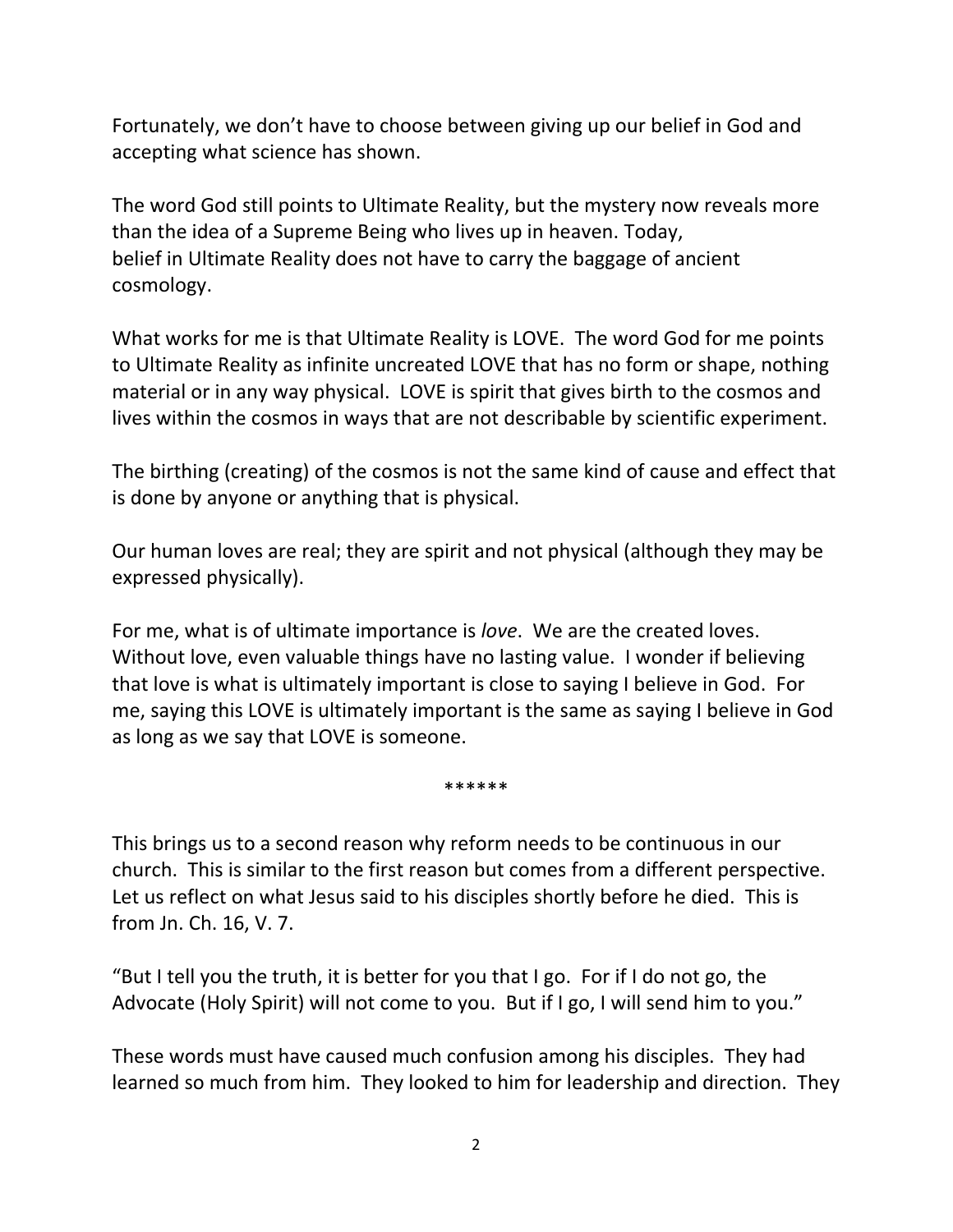Fortunately, we don't have to choose between giving up our belief in God and accepting what science has shown.

The word God still points to Ultimate Reality, but the mystery now reveals more than the idea of a Supreme Being who lives up in heaven. Today, belief in Ultimate Reality does not have to carry the baggage of ancient cosmology.

What works for me is that Ultimate Reality is LOVE. The word God for me points to Ultimate Reality as infinite uncreated LOVE that has no form or shape, nothing material or in any way physical. LOVE is spirit that gives birth to the cosmos and lives within the cosmos in ways that are not describable by scientific experiment.

The birthing (creating) of the cosmos is not the same kind of cause and effect that is done by anyone or anything that is physical.

Our human loves are real; they are spirit and not physical (although they may be expressed physically).

For me, what is of ultimate importance is *love*. We are the created loves. Without love, even valuable things have no lasting value. I wonder if believing that love is what is ultimately important is close to saying I believe in God. For me, saying this LOVE is ultimately important is the same as saying I believe in God as long as we say that LOVE is someone.

******

This brings us to a second reason why reform needs to be continuous in our church. This is similar to the first reason but comes from a different perspective. Let us reflect on what Jesus said to his disciples shortly before he died. This is from Jn. Ch. 16, V. 7.

"But I tell you the truth, it is better for you that I go. For if I do not go, the Advocate (Holy Spirit) will not come to you. But if I go, I will send him to you."

These words must have caused much confusion among his disciples. They had learned so much from him. They looked to him for leadership and direction. They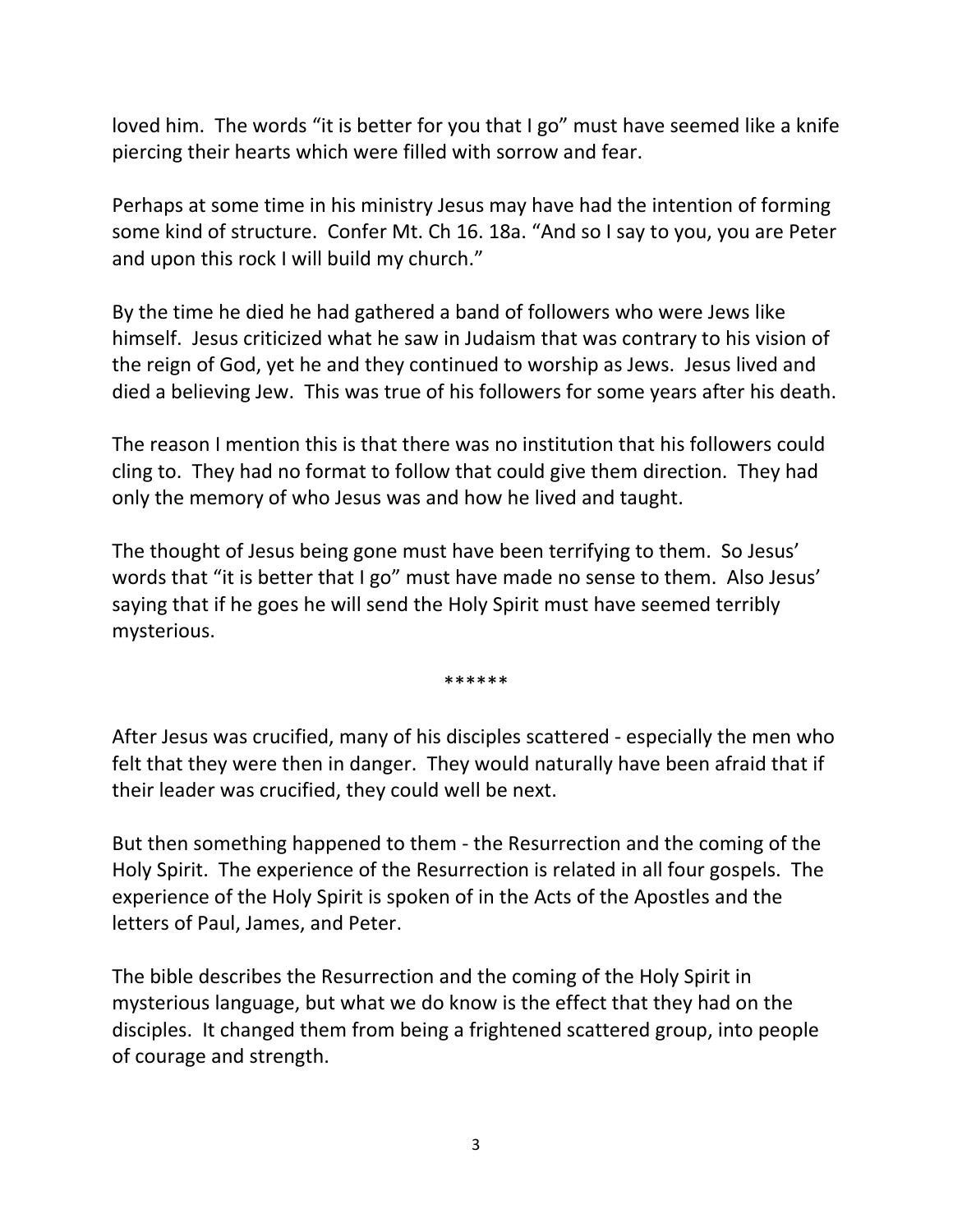loved him. The words "it is better for you that I go" must have seemed like a knife piercing their hearts which were filled with sorrow and fear.

Perhaps at some time in his ministry Jesus may have had the intention of forming some kind of structure. Confer Mt. Ch 16. 18a. "And so I say to you, you are Peter and upon this rock I will build my church."

By the time he died he had gathered a band of followers who were Jews like himself. Jesus criticized what he saw in Judaism that was contrary to his vision of the reign of God, yet he and they continued to worship as Jews. Jesus lived and died a believing Jew. This was true of his followers for some years after his death.

The reason I mention this is that there was no institution that his followers could cling to. They had no format to follow that could give them direction. They had only the memory of who Jesus was and how he lived and taught.

The thought of Jesus being gone must have been terrifying to them. So Jesus' words that "it is better that I go" must have made no sense to them. Also Jesus' saying that if he goes he will send the Holy Spirit must have seemed terribly mysterious.

******

After Jesus was crucified, many of his disciples scattered - especially the men who felt that they were then in danger. They would naturally have been afraid that if their leader was crucified, they could well be next.

But then something happened to them - the Resurrection and the coming of the Holy Spirit. The experience of the Resurrection is related in all four gospels. The experience of the Holy Spirit is spoken of in the Acts of the Apostles and the letters of Paul, James, and Peter.

The bible describes the Resurrection and the coming of the Holy Spirit in mysterious language, but what we do know is the effect that they had on the disciples. It changed them from being a frightened scattered group, into people of courage and strength.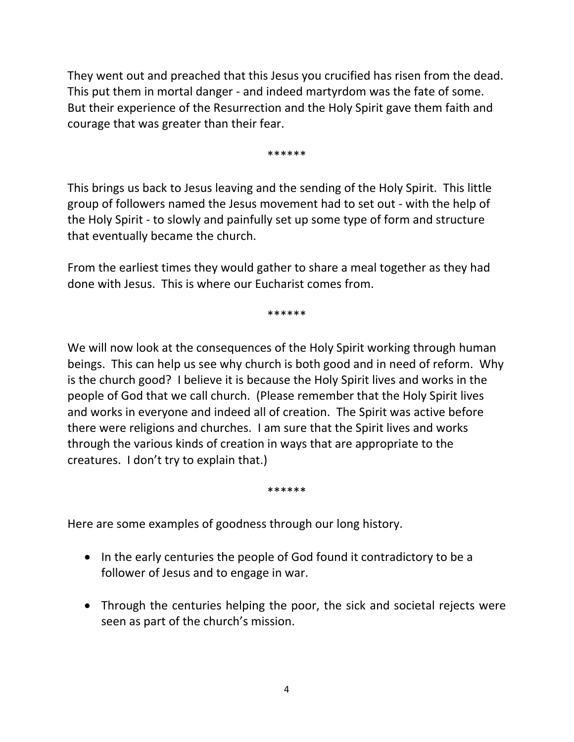They went out and preached that this Jesus you crucified has risen from the dead. This put them in mortal danger - and indeed martyrdom was the fate of some. But their experience of the Resurrection and the Holy Spirit gave them faith and courage that was greater than their fear.

******

This brings us back to Jesus leaving and the sending of the Holy Spirit. This little group of followers named the Jesus movement had to set out - with the help of the Holy Spirit - to slowly and painfully set up some type of form and structure that eventually became the church.

From the earliest times they would gather to share a meal together as they had done with Jesus. This is where our Eucharist comes from.

******

We will now look at the consequences of the Holy Spirit working through human beings. This can help us see why church is both good and in need of reform. Why is the church good? I believe it is because the Holy Spirit lives and works in the people of God that we call church. (Please remember that the Holy Spirit lives and works in everyone and indeed all of creation. The Spirit was active before there were religions and churches. I am sure that the Spirit lives and works through the various kinds of creation in ways that are appropriate to the creatures. I don't try to explain that.)

******

Here are some examples of goodness through our long history.

- In the early centuries the people of God found it contradictory to be a follower of Jesus and to engage in war.
- Through the centuries helping the poor, the sick and societal rejects were seen as part of the church's mission.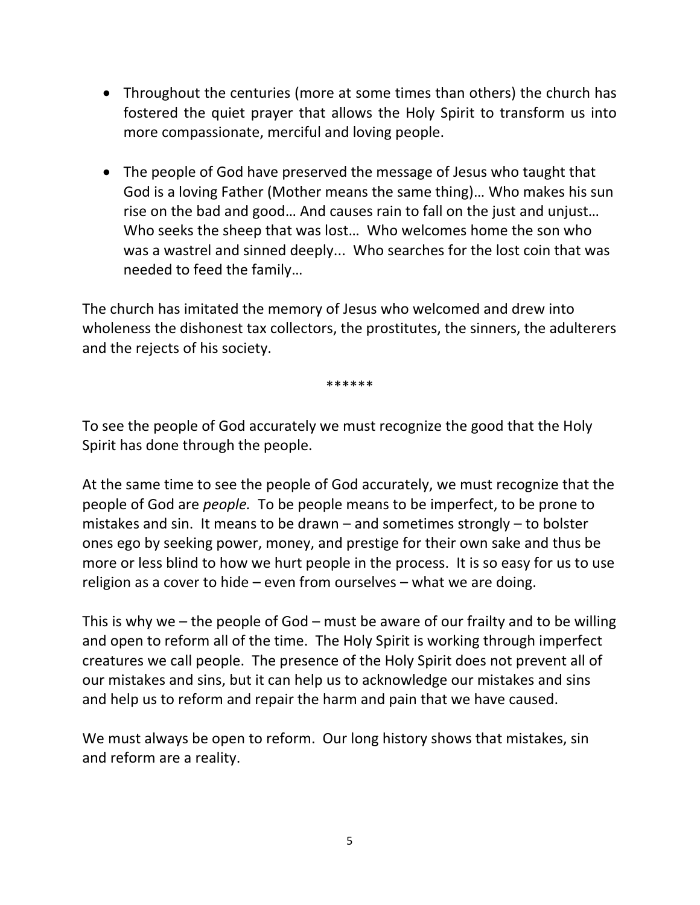- Throughout the centuries (more at some times than others) the church has fostered the quiet prayer that allows the Holy Spirit to transform us into more compassionate, merciful and loving people.

- The people of God have preserved the message of Jesus who taught that God is a loving Father (Mother means the same thing)… Who makes his sun rise on the bad and good… And causes rain to fall on the just and unjust… Who seeks the sheep that was lost… Who welcomes home the son who was a wastrel and sinned deeply... Who searches for the lost coin that was needed to feed the family…

The church has imitated the memory of Jesus who welcomed and drew into wholeness the dishonest tax collectors, the prostitutes, the sinners, the adulterers and the rejects of his society.

******

To see the people of God accurately we must recognize the good that the Holy Spirit has done through the people.

At the same time to see the people of God accurately, we must recognize that the people of God are *people.* To be people means to be imperfect, to be prone to mistakes and sin. It means to be drawn – and sometimes strongly – to bolster ones ego by seeking power, money, and prestige for their own sake and thus be more or less blind to how we hurt people in the process. It is so easy for us to use religion as a cover to hide – even from ourselves – what we are doing.

This is why we – the people of God – must be aware of our frailty and to be willing and open to reform all of the time. The Holy Spirit is working through imperfect creatures we call people. The presence of the Holy Spirit does not prevent all of our mistakes and sins, but it can help us to acknowledge our mistakes and sins and help us to reform and repair the harm and pain that we have caused.

We must always be open to reform. Our long history shows that mistakes, sin and reform are a reality.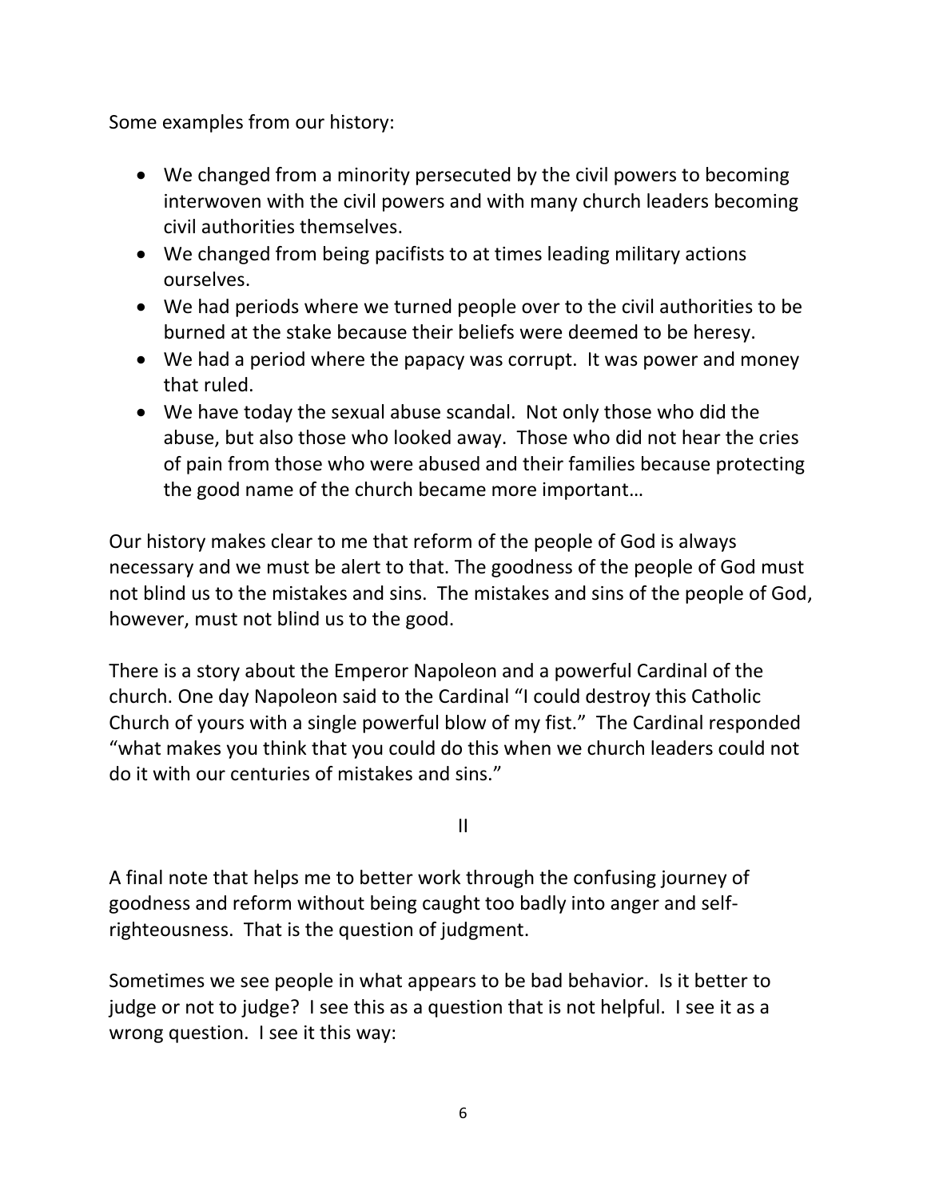Some examples from our history:

- We changed from a minority persecuted by the civil powers to becoming interwoven with the civil powers and with many church leaders becoming civil authorities themselves.
- We changed from being pacifists to at times leading military actions ourselves.
- We had periods where we turned people over to the civil authorities to be burned at the stake because their beliefs were deemed to be heresy.
- We had a period where the papacy was corrupt. It was power and money that ruled.
- We have today the sexual abuse scandal. Not only those who did the abuse, but also those who looked away. Those who did not hear the cries of pain from those who were abused and their families because protecting the good name of the church became more important…

Our history makes clear to me that reform of the people of God is always necessary and we must be alert to that. The goodness of the people of God must not blind us to the mistakes and sins. The mistakes and sins of the people of God, however, must not blind us to the good.

There is a story about the Emperor Napoleon and a powerful Cardinal of the church. One day Napoleon said to the Cardinal "I could destroy this Catholic Church of yours with a single powerful blow of my fist." The Cardinal responded "what makes you think that you could do this when we church leaders could not do it with our centuries of mistakes and sins."

II

A final note that helps me to better work through the confusing journey of goodness and reform without being caught too badly into anger and self-righteousness. That is the question of judgment.

Sometimes we see people in what appears to be bad behavior. Is it better to judge or not to judge? I see this as a question that is not helpful. I see it as a wrong question. I see it this way: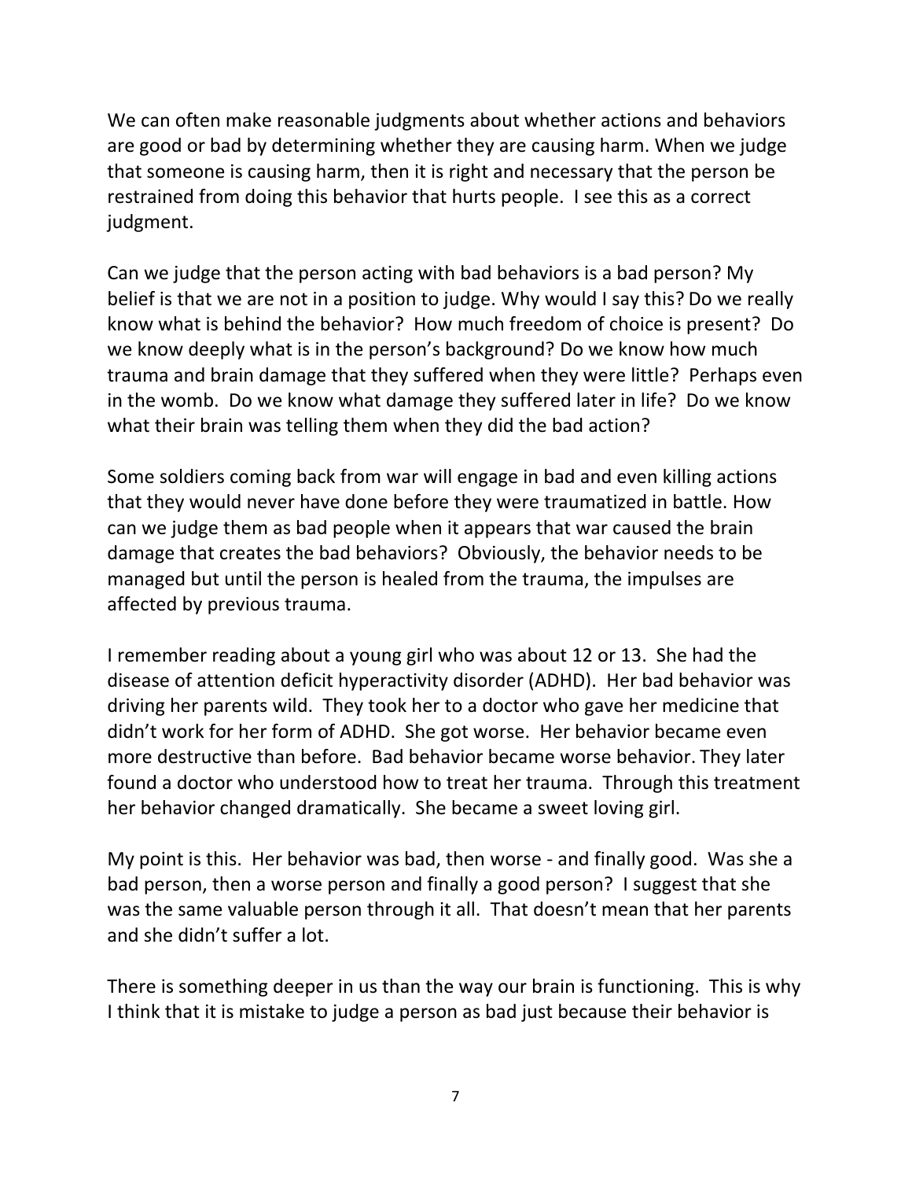We can often make reasonable judgments about whether actions and behaviors are good or bad by determining whether they are causing harm. When we judge that someone is causing harm, then it is right and necessary that the person be restrained from doing this behavior that hurts people. I see this as a correct judgment.

Can we judge that the person acting with bad behaviors is a bad person? My belief is that we are not in a position to judge. Why would I say this? Do we really know what is behind the behavior? How much freedom of choice is present? Do we know deeply what is in the person's background? Do we know how much trauma and brain damage that they suffered when they were little? Perhaps even in the womb. Do we know what damage they suffered later in life? Do we know what their brain was telling them when they did the bad action?

Some soldiers coming back from war will engage in bad and even killing actions that they would never have done before they were traumatized in battle. How can we judge them as bad people when it appears that war caused the brain damage that creates the bad behaviors? Obviously, the behavior needs to be managed but until the person is healed from the trauma, the impulses are affected by previous trauma.

I remember reading about a young girl who was about 12 or 13. She had the disease of attention deficit hyperactivity disorder (ADHD). Her bad behavior was driving her parents wild. They took her to a doctor who gave her medicine that didn't work for her form of ADHD. She got worse. Her behavior became even more destructive than before. Bad behavior became worse behavior. They later found a doctor who understood how to treat her trauma. Through this treatment her behavior changed dramatically. She became a sweet loving girl.

My point is this. Her behavior was bad, then worse - and finally good. Was she a bad person, then a worse person and finally a good person? I suggest that she was the same valuable person through it all. That doesn't mean that her parents and she didn't suffer a lot.

There is something deeper in us than the way our brain is functioning. This is why I think that it is mistake to judge a person as bad just because their behavior is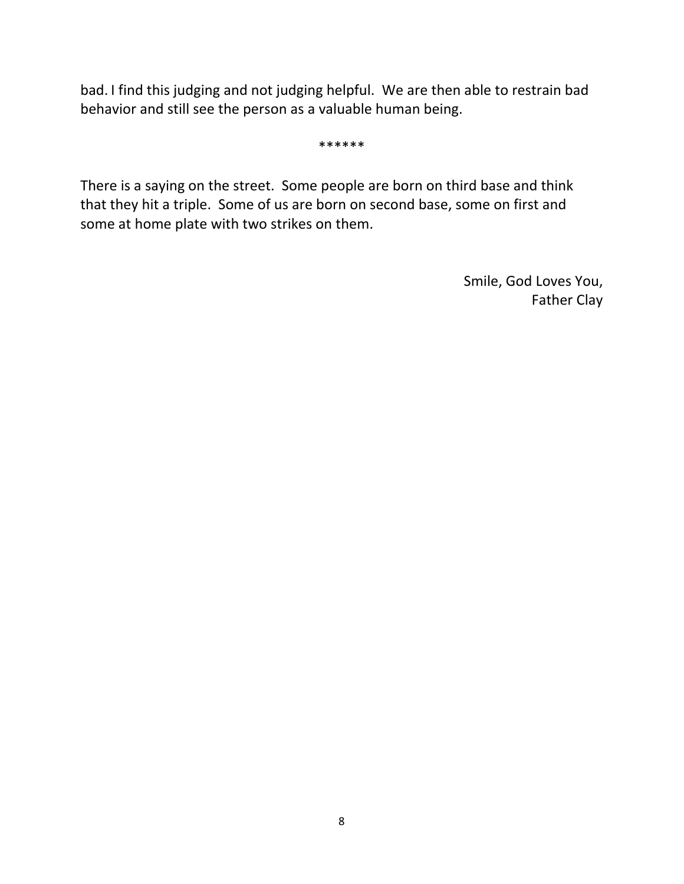bad. I find this judging and not judging helpful. We are then able to restrain bad behavior and still see the person as a valuable human being.

******

There is a saying on the street. Some people are born on third base and think that they hit a triple. Some of us are born on second base, some on first and some at home plate with two strikes on them.

Smile, God Loves You,
Father Clay